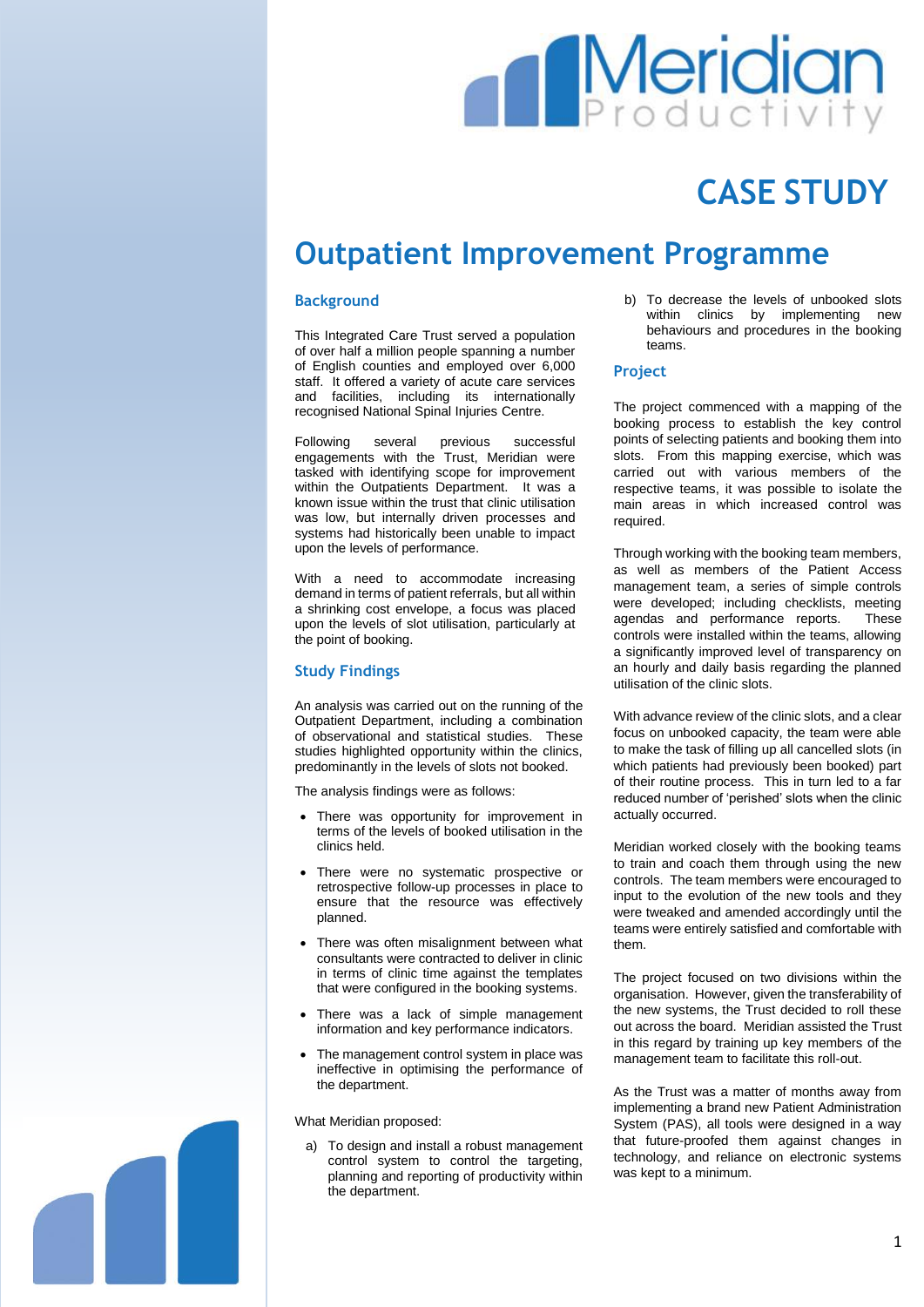# CASE STUDY

# Outpatient Improvement Programme

## Background

This Integrated Care Trust served a population of over half a million people spanning a number of English counties and employed over 6,000 staff. It offered a variety of acute care services and facilities, including its internationally recognised National Spinal Injuries Centre.

Following several previous successful engagements with the Trust, Meridian were tasked with identifying scope for improvement within the Outpatients Department. It was a known issue within the trust that clinic utilisation was low, but internally driven processes and systems had historically been unable to impact upon the levels of performance.

With a need to accommodate increasing demand in terms of patient referrals, but all within a shrinking cost envelope, a focus was placed upon the levels of slot utilisation, particularly at the point of booking.

## Study Findings

An analysis was carried out on the running of the Outpatient Department, including a combination of observational and statistical studies. These studies highlighted opportunity within the clinics, predominantly in the levels of slots not booked.

The analysis findings were as follows:

- There was opportunity for improvement in terms of the levels of booked utilisation in the clinics held.
- There were no systematic prospective or retrospective follow-up processes in place to ensure that the resource was effectively planned.
- There was often misalignment between what consultants were contracted to deliver in clinic in terms of clinic time against the templates that were configured in the booking systems.
- There was a lack of simple management information and key performance indicators.
- The management control system in place was ineffective in optimising the performance of the department.

What Meridian proposed:

a) To design and install a robust management control system to control the targeting, planning and reporting of productivity within the department.

b) To decrease the levels of unbooked slots within clinics by implementing new behaviours and procedures in the booking teams.

## Project

The project commenced with a mapping of the booking process to establish the key control points of selecting patients and booking them into slots. From this mapping exercise, which was carried out with various members of the respective teams, it was possible to isolate the main areas in which increased control was required.

Through working with the booking team members, as well as members of the Patient Access management team, a series of simple controls were developed; including checklists, meeting agendas and performance reports. These controls were installed within the teams, allowing a significantly improved level of transparency on an hourly and daily basis regarding the planned utilisation of the clinic slots.

With advance review of the clinic slots, and a clear focus on unbooked capacity, the team were able to make the task of filling up all cancelled slots (in which patients had previously been booked) part of their routine process. This in turn led to a far reduced number of 'perished' slots when the clinic actually occurred.

Meridian worked closely with the booking teams to train and coach them through using the new controls. The team members were encouraged to input to the evolution of the new tools and they were tweaked and amended accordingly until the teams were entirely satisfied and comfortable with them.

The project focused on two divisions within the organisation. However, given the transferability of the new systems, the Trust decided to roll these out across the board. Meridian assisted the Trust in this regard by training up key members of the management team to facilitate this roll-out.

As the Trust was a matter of months away from implementing a brand new Patient Administration System (PAS), all tools were designed in a way that future-proofed them against changes in technology, and reliance on electronic systems was kept to a minimum.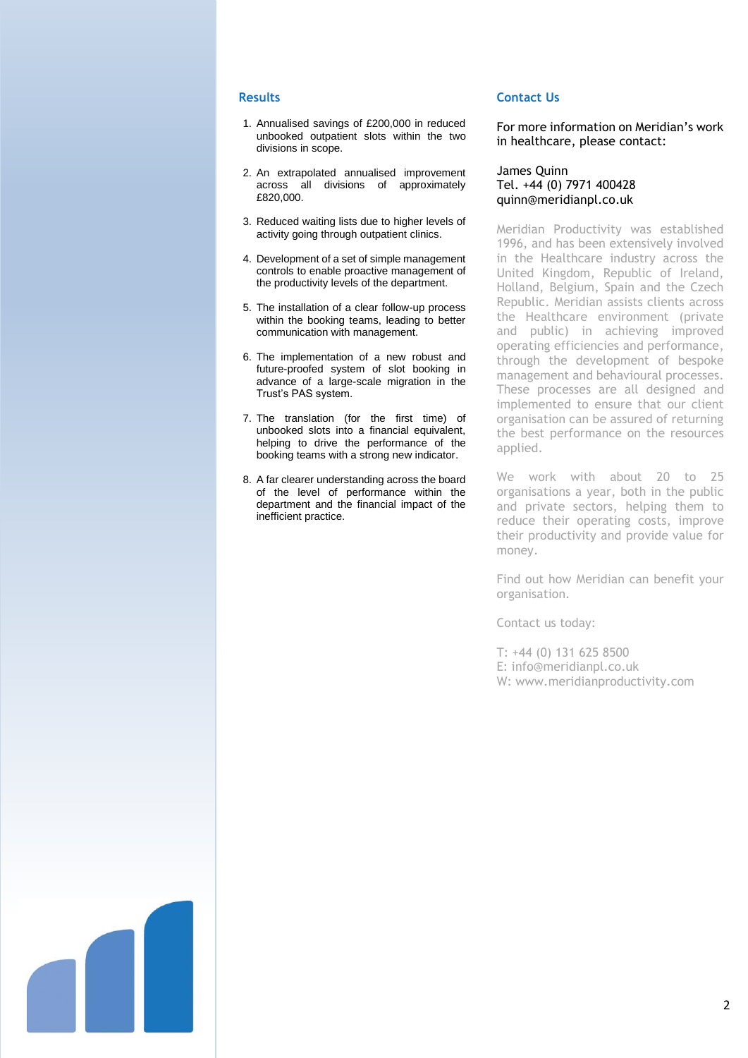## Results

1. Annualised savings of £200,000 in reduced unbooked outpatient slots within the two divisions in scope.
2. An extrapolated annualised improvement across all divisions of approximately £820,000.
3. Reduced waiting lists due to higher levels of activity going through outpatient clinics.
4. Development of a set of simple management controls to enable proactive management of the productivity levels of the department.
5. The installation of a clear follow-up process within the booking teams, leading to better communication with management.
6. The implementation of a new robust and future-proofed system of slot booking in advance of a large-scale migration in the Trust's PAS system.
7. The translation (for the first time) of unbooked slots into a financial equivalent, helping to drive the performance of the booking teams with a strong new indicator.
8. A far clearer understanding across the board of the level of performance within the department and the financial impact of the inefficient practice.

## Contact Us

For more information on Meridian's work in healthcare, please contact:

James Quinn
Tel. +44 (0) 7971 400428
quinn@meridianpl.co.uk

Meridian Productivity was established 1996, and has been extensively involved in the Healthcare industry across the United Kingdom, Republic of Ireland, Holland, Belgium, Spain and the Czech Republic. Meridian assists clients across the Healthcare environment (private and public) in achieving improved operating efficiencies and performance, through the development of bespoke management and behavioural processes. These processes are all designed and implemented to ensure that our client organisation can be assured of returning the best performance on the resources applied.

We work with about 20 to 25 organisations a year, both in the public and private sectors, helping them to reduce their operating costs, improve their productivity and provide value for money.

Find out how Meridian can benefit your organisation.

Contact us today:

T: +44 (0) 131 625 8500
E: info@meridianpl.co.uk
W: www.meridianproductivity.com